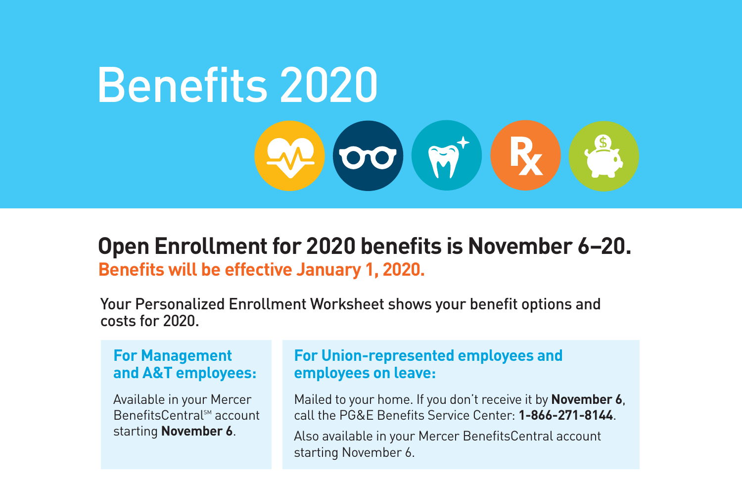# Benefits 2020

## Open Enrollment for 2020 benefits is November 6–20.

**Benefits will be effective January 1, 2020.**

Your Personalized Enrollment Worksheet shows your benefit options and costs for 2020.

### For Management and A&T employees:

Available in your Mercer BenefitsCentral℠ account starting **November 6**.

### For Union-represented employees and employees on leave:

Mailed to your home. If you don't receive it by **November 6**, call the PG&E Benefits Service Center: **1-866-271-8144**.

Also available in your Mercer BenefitsCentral account starting November 6.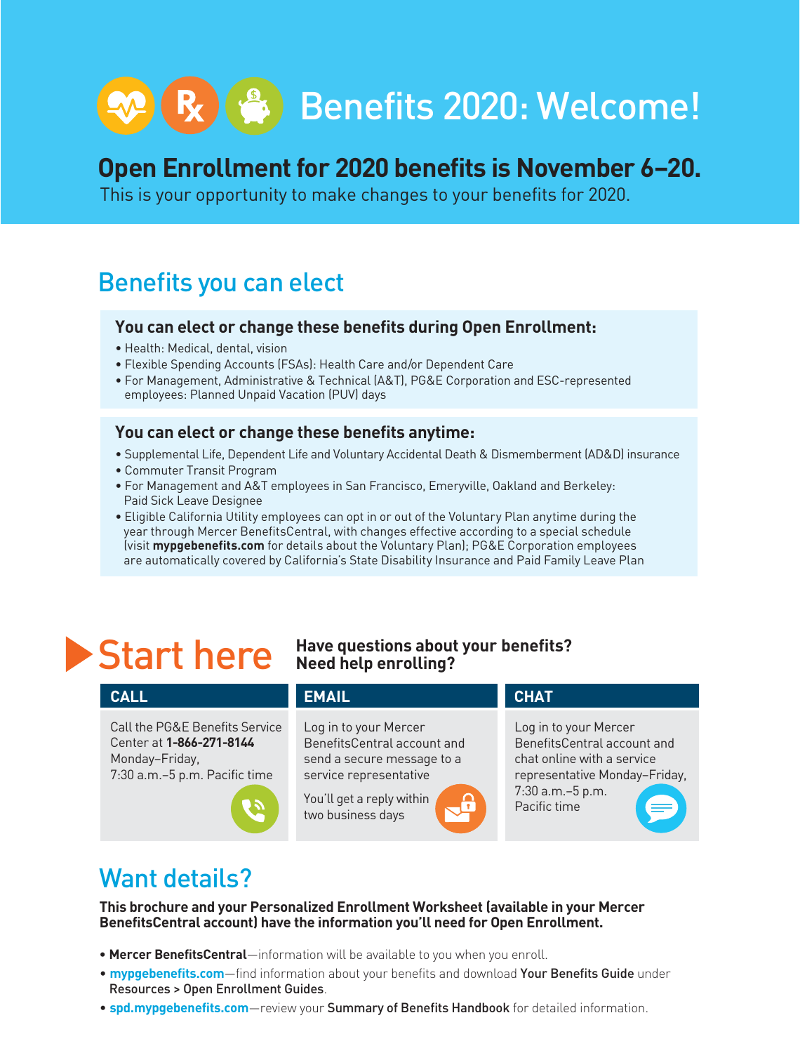# Benefits 2020: Welcome!

## Open Enrollment for 2020 benefits is November 6–20.

This is your opportunity to make changes to your benefits for 2020.

## Benefits you can elect

### You can elect or change these benefits during Open Enrollment:

- Health: Medical, dental, vision
- Flexible Spending Accounts (FSAs): Health Care and/or Dependent Care
- For Management, Administrative & Technical (A&T), PG&E Corporation and ESC-represented employees: Planned Unpaid Vacation (PUV) days

### You can elect or change these benefits anytime:

- Supplemental Life, Dependent Life and Voluntary Accidental Death & Dismemberment (AD&D) insurance
- Commuter Transit Program
- For Management and A&T employees in San Francisco, Emeryville, Oakland and Berkeley: Paid Sick Leave Designee
- Eligible California Utility employees can opt in or out of the Voluntary Plan anytime during the year through Mercer BenefitsCentral, with changes effective according to a special schedule (visit **mypgebenefits.com** for details about the Voluntary Plan); PG&E Corporation employees are automatically covered by California's State Disability Insurance and Paid Family Leave Plan

## Start here

**Have questions about your benefits? Need help enrolling?**

| CALL | EMAIL | CHAT |
| --- | --- | --- |
| Call the PG&E Benefits Service Center at **1-866-271-8144** Monday–Friday, 7:30 a.m.–5 p.m. Pacific time | Log in to your Mercer BenefitsCentral account and send a secure message to a service representative<br><br>You'll get a reply within two business days | Log in to your Mercer BenefitsCentral account and chat online with a service representative Monday–Friday, 7:30 a.m.–5 p.m. Pacific time |

## Want details?

**This brochure and your Personalized Enrollment Worksheet (available in your Mercer BenefitsCentral account) have the information you'll need for Open Enrollment.**

- **Mercer BenefitsCentral**—information will be available to you when you enroll.
- **mypgebenefits.com**—find information about your benefits and download **Your Benefits Guide** under Resources > Open Enrollment Guides.
- **spd.mypgebenefits.com**—review your **Summary of Benefits Handbook** for detailed information.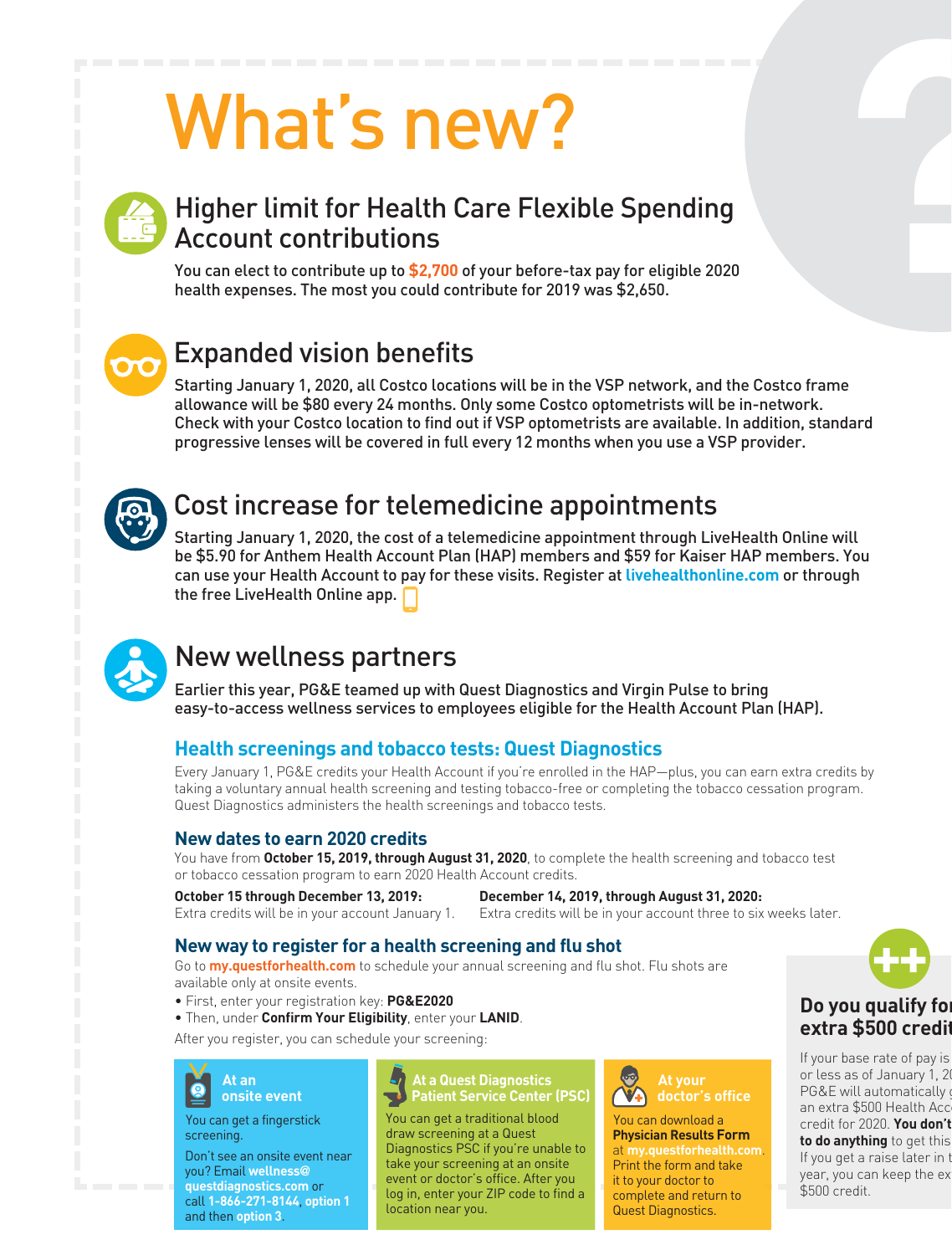# What's new?

## Higher limit for Health Care Flexible Spending Account contributions

You can elect to contribute up to **$2,700** of your before-tax pay for eligible 2020 health expenses. The most you could contribute for 2019 was $2,650.

## Expanded vision benefits

Starting January 1, 2020, all Costco locations will be in the VSP network, and the Costco frame allowance will be $80 every 24 months. Only some Costco optometrists will be in-network. Check with your Costco location to find out if VSP optometrists are available. In addition, standard progressive lenses will be covered in full every 12 months when you use a VSP provider.

## Cost increase for telemedicine appointments

Starting January 1, 2020, the cost of a telemedicine appointment through LiveHealth Online will be $5.90 for Anthem Health Account Plan (HAP) members and $59 for Kaiser HAP members. You can use your Health Account to pay for these visits. Register at **livehealthonline.com** or through the free LiveHealth Online app.

## New wellness partners

Earlier this year, PG&E teamed up with Quest Diagnostics and Virgin Pulse to bring easy-to-access wellness services to employees eligible for the Health Account Plan (HAP).

### Health screenings and tobacco tests: Quest Diagnostics

Every January 1, PG&E credits your Health Account if you're enrolled in the HAP—plus, you can earn extra credits by taking a voluntary annual health screening and testing tobacco-free or completing the tobacco cessation program. Quest Diagnostics administers the health screenings and tobacco tests.

#### New dates to earn 2020 credits

You have from **October 15, 2019, through August 31, 2020**, to complete the health screening and tobacco test or tobacco cessation program to earn 2020 Health Account credits.

**October 15 through December 13, 2019:**
Extra credits will be in your account January 1.

**December 14, 2019, through August 31, 2020:**
Extra credits will be in your account three to six weeks later.

#### New way to register for a health screening and flu shot

Go to **my.questforhealth.com** to schedule your annual screening and flu shot. Flu shots are available only at onsite events.

- First, enter your registration key: **PG&E2020**
- Then, under **Confirm Your Eligibility**, enter your **LANID**.

After you register, you can schedule your screening:

**At an onsite event**

You can get a fingerstick screening.

Don't see an onsite event near you? Email **wellness@questdiagnostics.com** or call **1-866-271-8144**, **option 1** and then **option 3**.

**At a Quest Diagnostics Patient Service Center (PSC)**

You can get a traditional blood draw screening at a Quest Diagnostics PSC if you're unable to take your screening at an onsite event or doctor's office. After you log in, enter your ZIP code to find a location near you.

**At your doctor's office**

You can download a **Physician Results Form** at **my.questforhealth.com**. Print the form and take it to your doctor to complete and return to Quest Diagnostics.

**Do you qualify for extra $500 credit**

If your base rate of pay is or less as of January 1, 20 PG&E will automatically g an extra $500 Health Acc credit for 2020. **You don't to do anything** to get this If you get a raise later in t year, you can keep the ex $500 credit.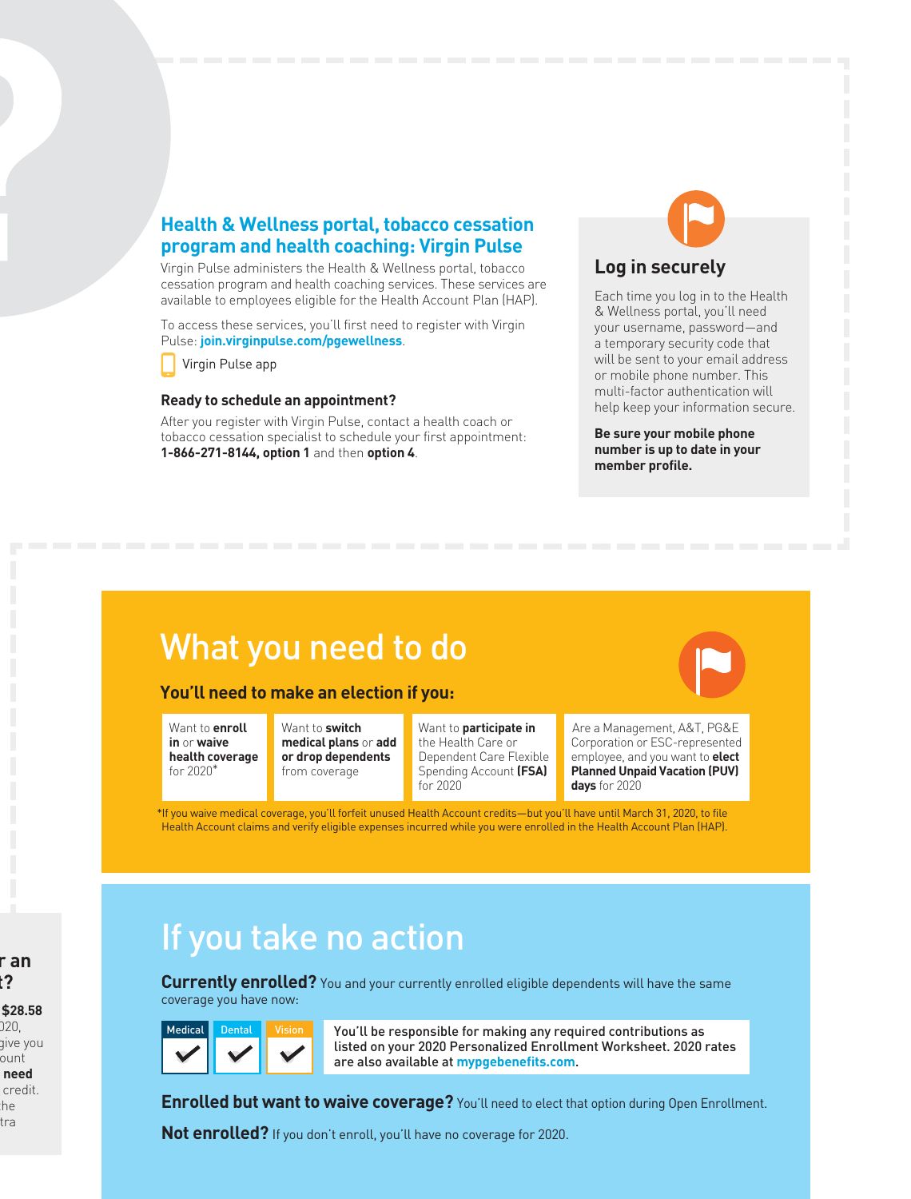## Health & Wellness portal, tobacco cessation program and health coaching: Virgin Pulse

Virgin Pulse administers the Health & Wellness portal, tobacco cessation program and health coaching services. These services are available to employees eligible for the Health Account Plan (HAP).

To access these services, you'll first need to register with Virgin Pulse: **join.virginpulse.com/pgewellness**.

Virgin Pulse app

### Ready to schedule an appointment?

After you register with Virgin Pulse, contact a health coach or tobacco cessation specialist to schedule your first appointment: **1-866-271-8144, option 1** and then **option 4**.

### Log in securely

Each time you log in to the Health & Wellness portal, you'll need your username, password—and a temporary security code that will be sent to your email address or mobile phone number. This multi-factor authentication will help keep your information secure.

**Be sure your mobile phone number is up to date in your member profile.**

# What you need to do

### You'll need to make an election if you:

- Want to **enroll in** or **waive health coverage** for 2020*
- Want to **switch medical plans** or **add or drop dependents** from coverage
- Want to **participate in** the Health Care or Dependent Care Flexible Spending Account **(FSA)** for 2020
- Are a Management, A&T, PG&E Corporation or ESC-represented employee, and you want to **elect Planned Unpaid Vacation (PUV) days** for 2020

*If you waive medical coverage, you'll forfeit unused Health Account credits—but you'll have until March 31, 2020, to file Health Account claims and verify eligible expenses incurred while you were enrolled in the Health Account Plan (HAP).

# If you take no action

**Currently enrolled?** You and your currently enrolled eligible dependents will have the same coverage you have now:

Medical ✓ Dental ✓ Vision ✓

You'll be responsible for making any required contributions as listed on your 2020 Personalized Enrollment Worksheet. 2020 rates are also available at **mypgebenefits.com**.

**Enrolled but want to waive coverage?** You'll need to elect that option during Open Enrollment.

**Not enrolled?** If you don't enroll, you'll have no coverage for 2020.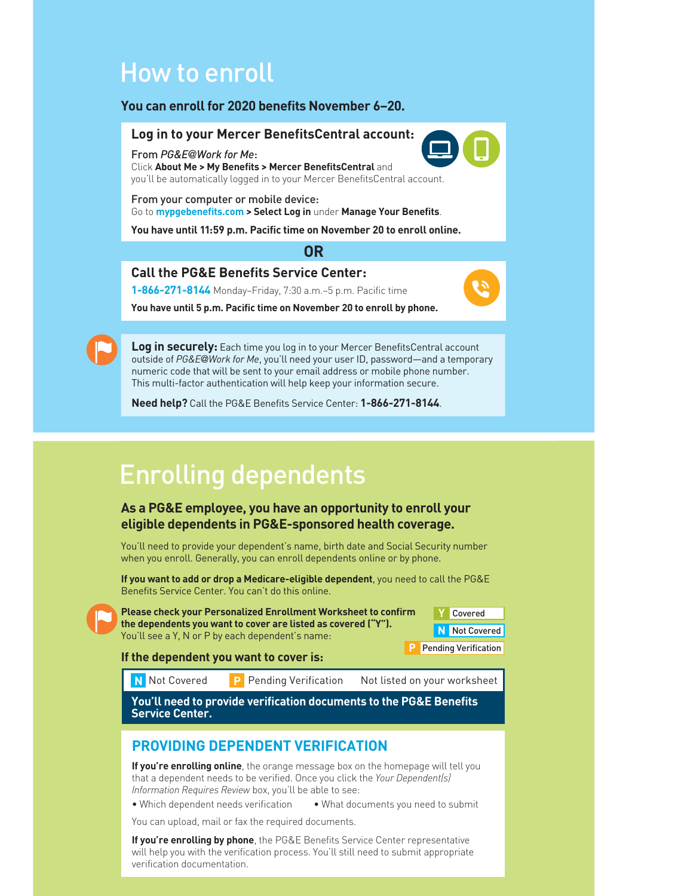# How to enroll

**You can enroll for 2020 benefits November 6–20.**

## Log in to your Mercer BenefitsCentral account:

From *PG&E@Work for Me*:
Click **About Me > My Benefits > Mercer BenefitsCentral** and you'll be automatically logged in to your Mercer BenefitsCentral account.

From your computer or mobile device:
Go to **mypgebenefits.com > Select Log in** under **Manage Your Benefits**.

**You have until 11:59 p.m. Pacific time on November 20 to enroll online.**

**OR**

## Call the PG&E Benefits Service Center:

**1-866-271-8144** Monday–Friday, 7:30 a.m.–5 p.m. Pacific time

**You have until 5 p.m. Pacific time on November 20 to enroll by phone.**

**Log in securely:** Each time you log in to your Mercer BenefitsCentral account outside of *PG&E@Work for Me*, you'll need your user ID, password—and a temporary numeric code that will be sent to your email address or mobile phone number. This multi-factor authentication will help keep your information secure.

**Need help?** Call the PG&E Benefits Service Center: **1-866-271-8144**.

# Enrolling dependents

**As a PG&E employee, you have an opportunity to enroll your eligible dependents in PG&E-sponsored health coverage.**

You'll need to provide your dependent's name, birth date and Social Security number when you enroll. Generally, you can enroll dependents online or by phone.

**If you want to add or drop a Medicare-eligible dependent**, you need to call the PG&E Benefits Service Center. You can't do this online.

**Please check your Personalized Enrollment Worksheet to confirm the dependents you want to cover are listed as covered ("Y").** You'll see a Y, N or P by each dependent's name:

- **Y** Covered
- **N** Not Covered
- **P** Pending Verification

**If the dependent you want to cover is:**

**N** Not Covered | **P** Pending Verification | Not listed on your worksheet

**You'll need to provide verification documents to the PG&E Benefits Service Center.**

## PROVIDING DEPENDENT VERIFICATION

**If you're enrolling online**, the orange message box on the homepage will tell you that a dependent needs to be verified. Once you click the *Your Dependent(s) Information Requires Review* box, you'll be able to see:

- Which dependent needs verification
- What documents you need to submit

You can upload, mail or fax the required documents.

**If you're enrolling by phone**, the PG&E Benefits Service Center representative will help you with the verification process. You'll still need to submit appropriate verification documentation.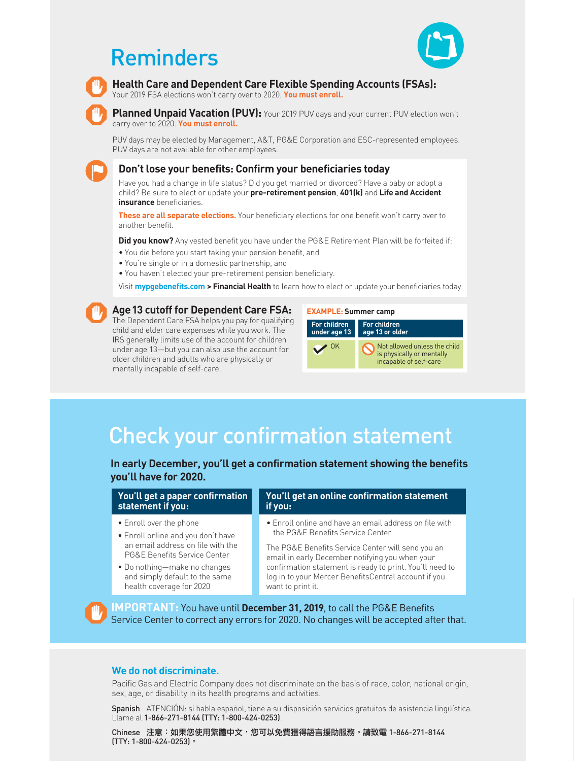# Reminders

**Health Care and Dependent Care Flexible Spending Accounts (FSAs):** Your 2019 FSA elections won't carry over to 2020. **You must enroll.**

**Planned Unpaid Vacation (PUV):** Your 2019 PUV days and your current PUV election won't carry over to 2020. **You must enroll.**

PUV days may be elected by Management, A&T, PG&E Corporation and ESC-represented employees. PUV days are not available for other employees.

## Don't lose your benefits: Confirm your beneficiaries today

Have you had a change in life status? Did you get married or divorced? Have a baby or adopt a child? Be sure to elect or update your **pre-retirement pension**, **401(k)** and **Life and Accident insurance** beneficiaries.

**These are all separate elections.** Your beneficiary elections for one benefit won't carry over to another benefit.

**Did you know?** Any vested benefit you have under the PG&E Retirement Plan will be forfeited if:

- You die before you start taking your pension benefit, and
- You're single or in a domestic partnership, and
- You haven't elected your pre-retirement pension beneficiary.

Visit **mypgebenefits.com > Financial Health** to learn how to elect or update your beneficiaries today.

## Age 13 cutoff for Dependent Care FSA:

The Dependent Care FSA helps you pay for qualifying child and elder care expenses while you work. The IRS generally limits use of the account for children under age 13—but you can also use the account for older children and adults who are physically or mentally incapable of self-care.

**EXAMPLE:** Summer camp

| For children under age 13 | For children age 13 or older |
|---|---|
| ✔ OK | Not allowed unless the child is physically or mentally incapable of self-care |

# Check your confirmation statement

**In early December, you'll get a confirmation statement showing the benefits you'll have for 2020.**

| You'll get a paper confirmation statement if you: | You'll get an online confirmation statement if you: |
|---|---|
| • Enroll over the phone<br>• Enroll online and you don't have an email address on file with the PG&E Benefits Service Center<br>• Do nothing—make no changes and simply default to the same health coverage for 2020 | • Enroll online and have an email address on file with the PG&E Benefits Service Center<br><br>The PG&E Benefits Service Center will send you an email in early December notifying you when your confirmation statement is ready to print. You'll need to log in to your Mercer BenefitsCentral account if you want to print it. |

**IMPORTANT:** You have until **December 31, 2019**, to call the PG&E Benefits Service Center to correct any errors for 2020. No changes will be accepted after that.

## We do not discriminate.

Pacific Gas and Electric Company does not discriminate on the basis of race, color, national origin, sex, age, or disability in its health programs and activities.

**Spanish** ATENCIÓN: si habla español, tiene a su disposición servicios gratuitos de asistencia lingüística. Llame al **1-866-271-8144 (TTY: 1-800-424-0253)**.

**Chinese 注意：如果您使用繁體中文，您可以免費獲得語言援助服務。請致電 1-866-271-8144 (TTY: 1-800-424-0253)。**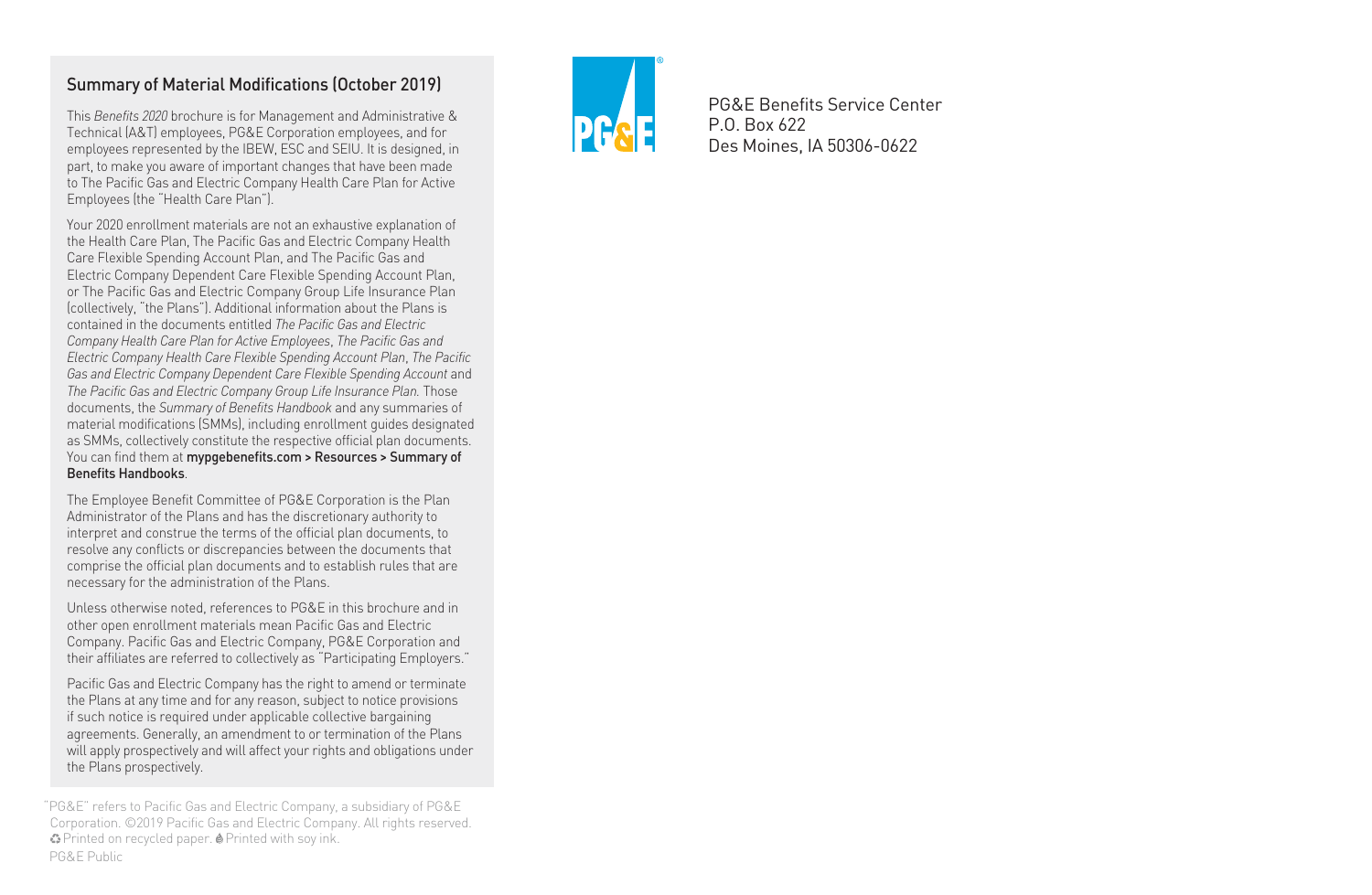## Summary of Material Modifications (October 2019)

This *Benefits 2020* brochure is for Management and Administrative & Technical (A&T) employees, PG&E Corporation employees, and for employees represented by the IBEW, ESC and SEIU. It is designed, in part, to make you aware of important changes that have been made to The Pacific Gas and Electric Company Health Care Plan for Active Employees (the "Health Care Plan").

Your 2020 enrollment materials are not an exhaustive explanation of the Health Care Plan, The Pacific Gas and Electric Company Health Care Flexible Spending Account Plan, and The Pacific Gas and Electric Company Dependent Care Flexible Spending Account Plan, or The Pacific Gas and Electric Company Group Life Insurance Plan (collectively, "the Plans"). Additional information about the Plans is contained in the documents entitled *The Pacific Gas and Electric Company Health Care Plan for Active Employees*, *The Pacific Gas and Electric Company Health Care Flexible Spending Account Plan*, *The Pacific Gas and Electric Company Dependent Care Flexible Spending Account* and *The Pacific Gas and Electric Company Group Life Insurance Plan.* Those documents, the *Summary of Benefits Handbook* and any summaries of material modifications (SMMs), including enrollment guides designated as SMMs, collectively constitute the respective official plan documents. You can find them at **mypgebenefits.com > Resources > Summary of Benefits Handbooks**.

The Employee Benefit Committee of PG&E Corporation is the Plan Administrator of the Plans and has the discretionary authority to interpret and construe the terms of the official plan documents, to resolve any conflicts or discrepancies between the documents that comprise the official plan documents and to establish rules that are necessary for the administration of the Plans.

Unless otherwise noted, references to PG&E in this brochure and in other open enrollment materials mean Pacific Gas and Electric Company. Pacific Gas and Electric Company, PG&E Corporation and their affiliates are referred to collectively as "Participating Employers."

Pacific Gas and Electric Company has the right to amend or terminate the Plans at any time and for any reason, subject to notice provisions if such notice is required under applicable collective bargaining agreements. Generally, an amendment to or termination of the Plans will apply prospectively and will affect your rights and obligations under the Plans prospectively.

"PG&E" refers to Pacific Gas and Electric Company, a subsidiary of PG&E Corporation. ©2019 Pacific Gas and Electric Company. All rights reserved. ♻ Printed on recycled paper. Printed with soy ink.

PG&E Public

PG&E

PG&E Benefits Service Center
P.O. Box 622
Des Moines, IA 50306-0622